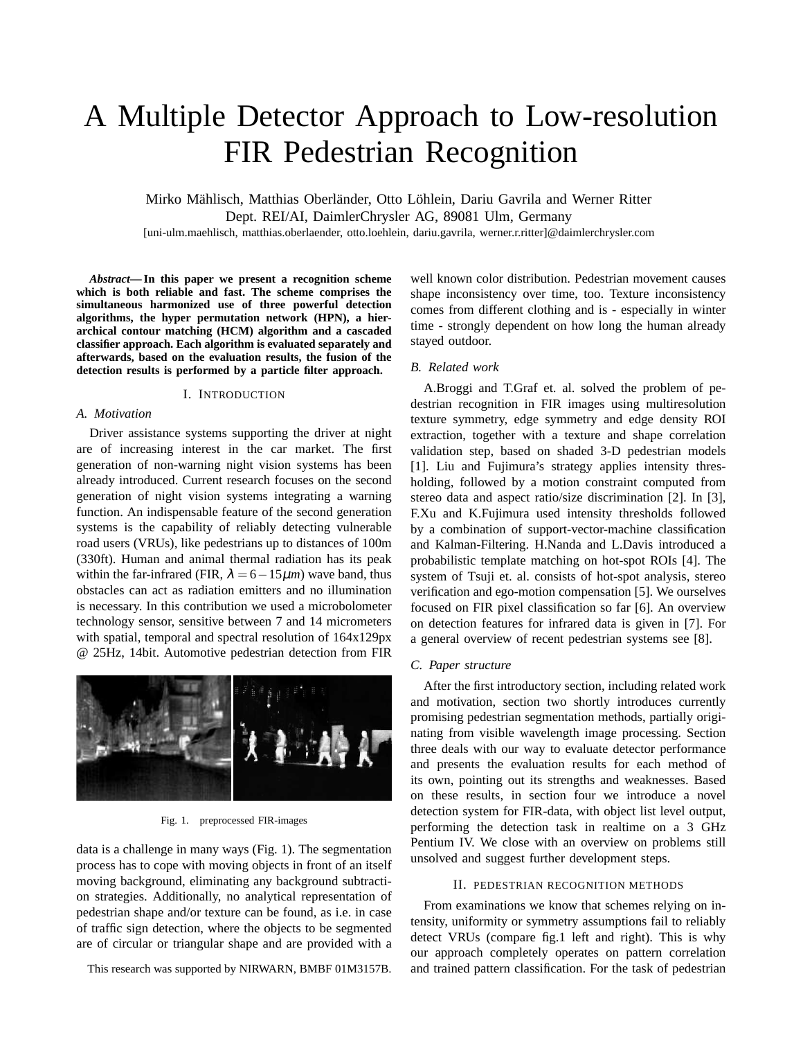# A Multiple Detector Approach to Low-resolution FIR Pedestrian Recognition

Mirko Mählisch, Matthias Oberländer, Otto Löhlein, Dariu Gavrila and Werner Ritter
Dept. REI/AI, DaimlerChrysler AG, 89081 Ulm, Germany
[uni-ulm.maehlisch, matthias.oberlaender, otto.loehlein, dariu.gavrila, werner.r.ritter]@daimlerchrysler.com

***Abstract*—In this paper we present a recognition scheme which is both reliable and fast. The scheme comprises the simultaneous harmonized use of three powerful detection algorithms, the hyper permutation network (HPN), a hierarchical contour matching (HCM) algorithm and a cascaded classifier approach. Each algorithm is evaluated separately and afterwards, based on the evaluation results, the fusion of the detection results is performed by a particle filter approach.**

## I. Introduction

### A. Motivation

Driver assistance systems supporting the driver at night are of increasing interest in the car market. The first generation of non-warning night vision systems has been already introduced. Current research focuses on the second generation of night vision systems integrating a warning function. An indispensable feature of the second generation systems is the capability of reliably detecting vulnerable road users (VRUs), like pedestrians up to distances of 100m (330ft). Human and animal thermal radiation has its peak within the far-infrared (FIR, $\lambda = 6-15\mu m$) wave band, thus obstacles can act as radiation emitters and no illumination is necessary. In this contribution we used a microbolometer technology sensor, sensitive between 7 and 14 micrometers with spatial, temporal and spectral resolution of 164x129px @ 25Hz, 14bit. Automotive pedestrian detection from FIR data is a challenge in many ways (Fig. 1). The segmentation process has to cope with moving objects in front of an itself moving background, eliminating any background subtraction strategies. Additionally, no analytical representation of pedestrian shape and/or texture can be found, as i.e. in case of traffic sign detection, where the objects to be segmented are of circular or triangular shape and are provided with a well known color distribution. Pedestrian movement causes shape inconsistency over time, too. Texture inconsistency comes from different clothing and is - especially in winter time - strongly dependent on how long the human already stayed outdoor.

Fig. 1. preprocessed FIR-images

### B. Related work

A.Broggi and T.Graf et. al. solved the problem of pedestrian recognition in FIR images using multiresolution texture symmetry, edge symmetry and edge density ROI extraction, together with a texture and shape correlation validation step, based on shaded 3-D pedestrian models [1]. Liu and Fujimura's strategy applies intensity thresholding, followed by a motion constraint computed from stereo data and aspect ratio/size discrimination [2]. In [3], F.Xu and K.Fujimura used intensity thresholds followed by a combination of support-vector-machine classification and Kalman-Filtering. H.Nanda and L.Davis introduced a probabilistic template matching on hot-spot ROIs [4]. The system of Tsuji et. al. consists of hot-spot analysis, stereo verification and ego-motion compensation [5]. We ourselves focused on FIR pixel classification so far [6]. An overview on detection features for infrared data is given in [7]. For a general overview of recent pedestrian systems see [8].

### C. Paper structure

After the first introductory section, including related work and motivation, section two shortly introduces currently promising pedestrian segmentation methods, partially originating from visible wavelength image processing. Section three deals with our way to evaluate detector performance and presents the evaluation results for each method of its own, pointing out its strengths and weaknesses. Based on these results, in section four we introduce a novel detection system for FIR-data, with object list level output, performing the detection task in realtime on a 3 GHz Pentium IV. We close with an overview on problems still unsolved and suggest further development steps.

## II. Pedestrian recognition methods

From examinations we know that schemes relying on intensity, uniformity or symmetry assumptions fail to reliably detect VRUs (compare fig.1 left and right). This is why our approach completely operates on pattern correlation and trained pattern classification. For the task of pedestrian

This research was supported by NIRWARN, BMBF 01M3157B.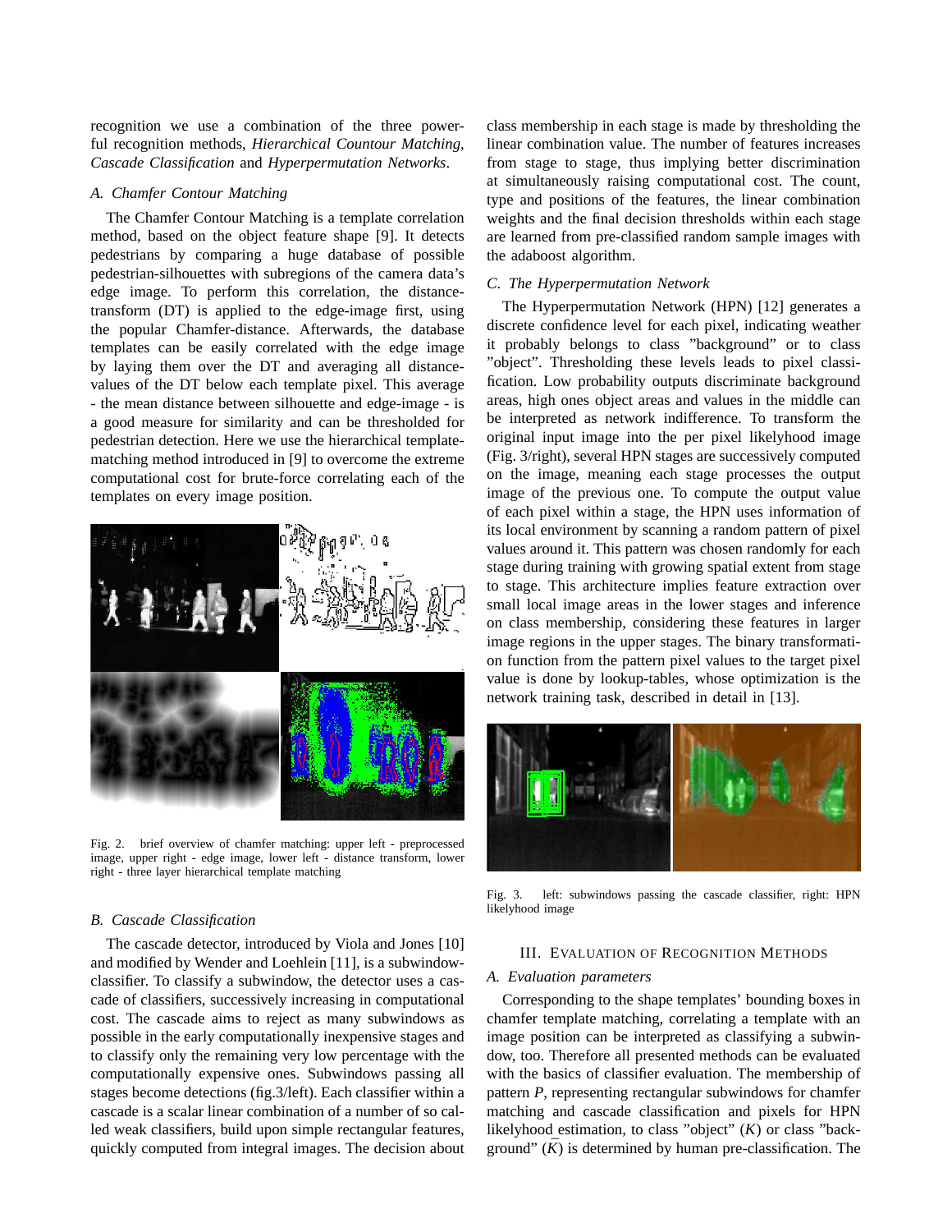recognition we use a combination of the three powerful recognition methods, *Hierarchical Countour Matching*, *Cascade Classification* and *Hyperpermutation Networks*.

### A. Chamfer Contour Matching

The Chamfer Contour Matching is a template correlation method, based on the object feature shape [9]. It detects pedestrians by comparing a huge database of possible pedestrian-silhouettes with subregions of the camera data's edge image. To perform this correlation, the distance-transform (DT) is applied to the edge-image first, using the popular Chamfer-distance. Afterwards, the database templates can be easily correlated with the edge image by laying them over the DT and averaging all distance-values of the DT below each template pixel. This average - the mean distance between silhouette and edge-image - is a good measure for similarity and can be thresholded for pedestrian detection. Here we use the hierarchical template-matching method introduced in [9] to overcome the extreme computational cost for brute-force correlating each of the templates on every image position.

Fig. 2. brief overview of chamfer matching: upper left - preprocessed image, upper right - edge image, lower left - distance transform, lower right - three layer hierarchical template matching

### B. Cascade Classification

The cascade detector, introduced by Viola and Jones [10] and modified by Wender and Loehlein [11], is a subwindow-classifier. To classify a subwindow, the detector uses a cascade of classifiers, successively increasing in computational cost. The cascade aims to reject as many subwindows as possible in the early computationally inexpensive stages and to classify only the remaining very low percentage with the computationally expensive ones. Subwindows passing all stages become detections (fig.3/left). Each classifier within a cascade is a scalar linear combination of a number of so called weak classifiers, build upon simple rectangular features, quickly computed from integral images. The decision about class membership in each stage is made by thresholding the linear combination value. The number of features increases from stage to stage, thus implying better discrimination at simultaneously raising computational cost. The count, type and positions of the features, the linear combination weights and the final decision thresholds within each stage are learned from pre-classified random sample images with the adaboost algorithm.

### C. The Hyperpermutation Network

The Hyperpermutation Network (HPN) [12] generates a discrete confidence level for each pixel, indicating weather it probably belongs to class "background" or to class "object". Thresholding these levels leads to pixel classification. Low probability outputs discriminate background areas, high ones object areas and values in the middle can be interpreted as network indifference. To transform the original input image into the per pixel likelyhood image (Fig. 3/right), several HPN stages are successively computed on the image, meaning each stage processes the output image of the previous one. To compute the output value of each pixel within a stage, the HPN uses information of its local environment by scanning a random pattern of pixel values around it. This pattern was chosen randomly for each stage during training with growing spatial extent from stage to stage. This architecture implies feature extraction over small local image areas in the lower stages and inference on class membership, considering these features in larger image regions in the upper stages. The binary transformation function from the pattern pixel values to the target pixel value is done by lookup-tables, whose optimization is the network training task, described in detail in [13].

Fig. 3. left: subwindows passing the cascade classifier, right: HPN likelyhood image

## III. Evaluation of Recognition Methods

### A. Evaluation parameters

Corresponding to the shape templates' bounding boxes in chamfer template matching, correlating a template with an image position can be interpreted as classifying a subwindow, too. Therefore all presented methods can be evaluated with the basics of classifier evaluation. The membership of pattern $P$, representing rectangular subwindows for chamfer matching and cascade classification and pixels for HPN likelyhood estimation, to class "object" ($K$) or class "background" ($\bar{K}$) is determined by human pre-classification. The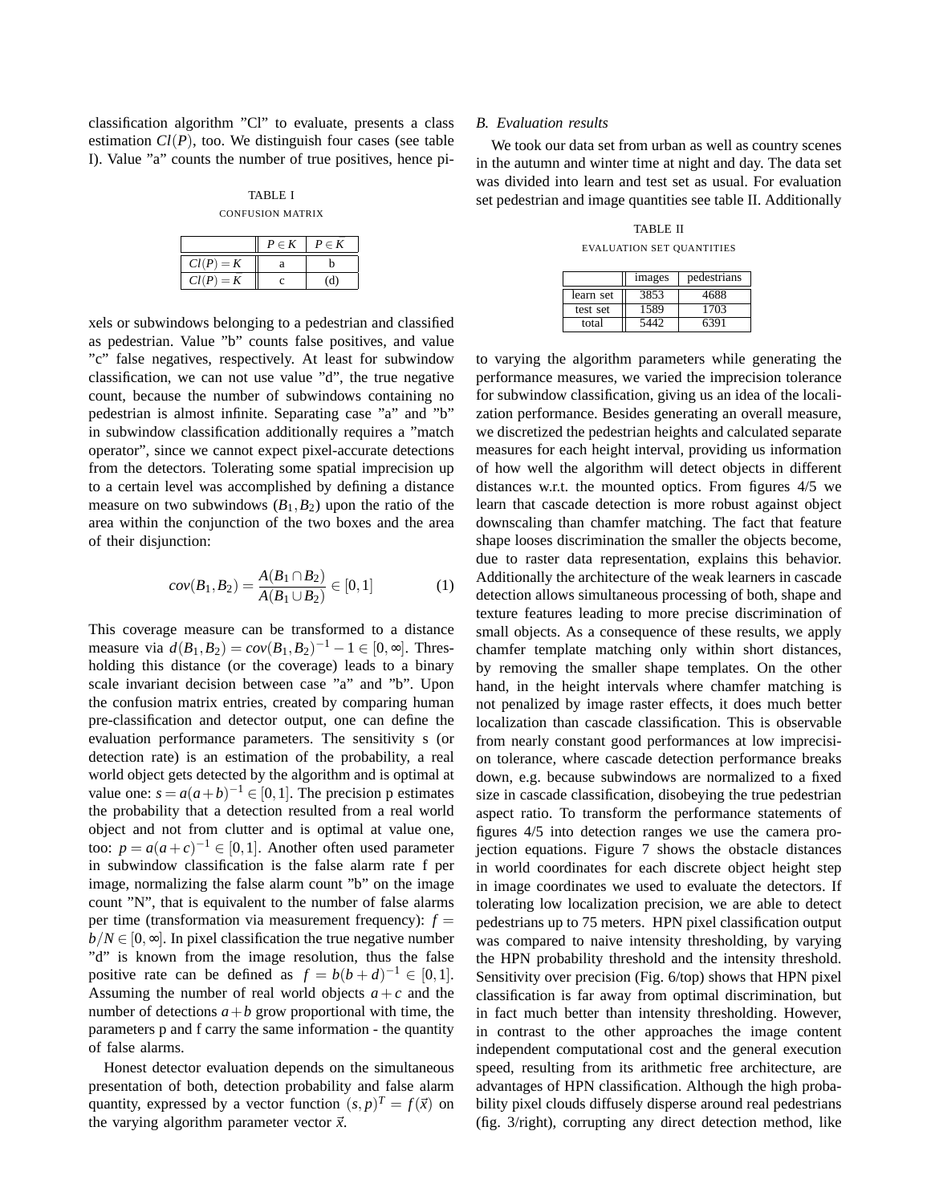classification algorithm "Cl" to evaluate, presents a class estimation $Cl(P)$, too. We distinguish four cases (see table I). Value "a" counts the number of true positives, hence pixels or subwindows belonging to a pedestrian and classified as pedestrian. Value "b" counts false positives, and value "c" false negatives, respectively. At least for subwindow classification, we can not use value "d", the true negative count, because the number of subwindows containing no pedestrian is almost infinite. Separating case "a" and "b" in subwindow classification additionally requires a "match operator", since we cannot expect pixel-accurate detections from the detectors. Tolerating some spatial imprecision up to a certain level was accomplished by defining a distance measure on two subwindows $(B_1, B_2)$ upon the ratio of the area within the conjunction of the two boxes and the area of their disjunction:

TABLE I

CONFUSION MATRIX

| | $P \in K$ | $P \in K$ |
|---|---|---|
| $Cl(P) = K$ | a | b |
| $Cl(P) = K$ | c | (d) |

$$cov(B_1, B_2) = \frac{A(B_1 \cap B_2)}{A(B_1 \cup B_2)} \in [0, 1] \qquad (1)$$

This coverage measure can be transformed to a distance measure via $d(B_1, B_2) = cov(B_1, B_2)^{-1} - 1 \in [0, \infty]$. Thresholding this distance (or the coverage) leads to a binary scale invariant decision between case "a" and "b". Upon the confusion matrix entries, created by comparing human pre-classification and detector output, one can define the evaluation performance parameters. The sensitivity s (or detection rate) is an estimation of the probability, a real world object gets detected by the algorithm and is optimal at value one: $s = a(a+b)^{-1} \in [0, 1]$. The precision p estimates the probability that a detection resulted from a real world object and not from clutter and is optimal at value one, too: $p = a(a+c)^{-1} \in [0, 1]$. Another often used parameter in subwindow classification is the false alarm rate f per image, normalizing the false alarm count "b" on the image count "N", that is equivalent to the number of false alarms per time (transformation via measurement frequency): $f = b/N \in [0, \infty]$. In pixel classification the true negative number "d" is known from the image resolution, thus the false positive rate can be defined as $f = b(b+d)^{-1} \in [0, 1]$. Assuming the number of real world objects $a + c$ and the number of detections $a + b$ grow proportional with time, the parameters p and f carry the same information - the quantity of false alarms.

Honest detector evaluation depends on the simultaneous presentation of both, detection probability and false alarm quantity, expressed by a vector function $(s, p)^T = f(\vec{x})$ on the varying algorithm parameter vector $\vec{x}$.

### B. Evaluation results

We took our data set from urban as well as country scenes in the autumn and winter time at night and day. The data set was divided into learn and test set as usual. For evaluation set pedestrian and image quantities see table II. Additionally

TABLE II

EVALUATION SET QUANTITIES

| | images | pedestrians |
|---|---|---|
| learn set | 3853 | 4688 |
| test set | 1589 | 1703 |
| total | 5442 | 6391 |

to varying the algorithm parameters while generating the performance measures, we varied the imprecision tolerance for subwindow classification, giving us an idea of the localization performance. Besides generating an overall measure, we discretized the pedestrian heights and calculated separate measures for each height interval, providing us information of how well the algorithm will detect objects in different distances w.r.t. the mounted optics. From figures 4/5 we learn that cascade detection is more robust against object downscaling than chamfer matching. The fact that feature shape looses discrimination the smaller the objects become, due to raster data representation, explains this behavior. Additionally the architecture of the weak learners in cascade detection allows simultaneous processing of both, shape and texture features leading to more precise discrimination of small objects. As a consequence of these results, we apply chamfer template matching only within short distances, by removing the smaller shape templates. On the other hand, in the height intervals where chamfer matching is not penalized by image raster effects, it does much better localization than cascade classification. This is observable from nearly constant good performances at low imprecision tolerance, where cascade detection performance breaks down, e.g. because subwindows are normalized to a fixed size in cascade classification, disobeying the true pedestrian aspect ratio. To transform the performance statements of figures 4/5 into detection ranges we use the camera projection equations. Figure 7 shows the obstacle distances in world coordinates for each discrete object height step in image coordinates we used to evaluate the detectors. If tolerating low localization precision, we are able to detect pedestrians up to 75 meters. HPN pixel classification output was compared to naive intensity thresholding, by varying the HPN probability threshold and the intensity threshold. Sensitivity over precision (Fig. 6/top) shows that HPN pixel classification is far away from optimal discrimination, but in fact much better than intensity thresholding. However, in contrast to the other approaches the image content independent computational cost and the general execution speed, resulting from its arithmetic free architecture, are advantages of HPN classification. Although the high probability pixel clouds diffusely disperse around real pedestrians (fig. 3/right), corrupting any direct detection method, like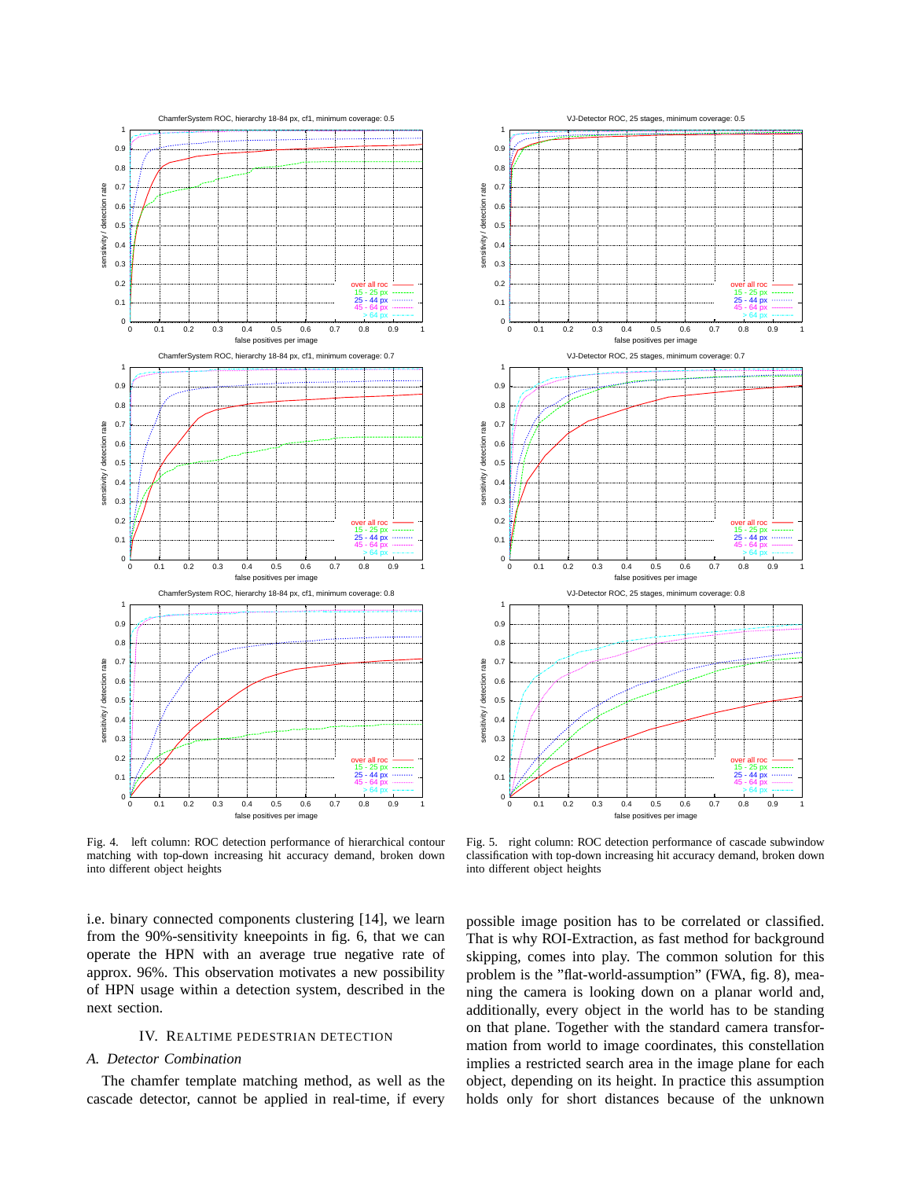Fig. 4. left column: ROC detection performance of hierarchical contour matching with top-down increasing hit accuracy demand, broken down into different object heights

Fig. 5. right column: ROC detection performance of cascade subwindow classification with top-down increasing hit accuracy demand, broken down into different object heights

i.e. binary connected components clustering [14], we learn from the 90%-sensitivity kneepoints in fig. 6, that we can operate the HPN with an average true negative rate of approx. 96%. This observation motivates a new possibility of HPN usage within a detection system, described in the next section.

## IV. Realtime Pedestrian Detection

### A. Detector Combination

The chamfer template matching method, as well as the cascade detector, cannot be applied in real-time, if every possible image position has to be correlated or classified. That is why ROI-Extraction, as fast method for background skipping, comes into play. The common solution for this problem is the "flat-world-assumption" (FWA, fig. 8), meaning the camera is looking down on a planar world and, additionally, every object in the world has to be standing on that plane. Together with the standard camera transformation from world to image coordinates, this constellation implies a restricted search area in the image plane for each object, depending on its height. In practice this assumption holds only for short distances because of the unknown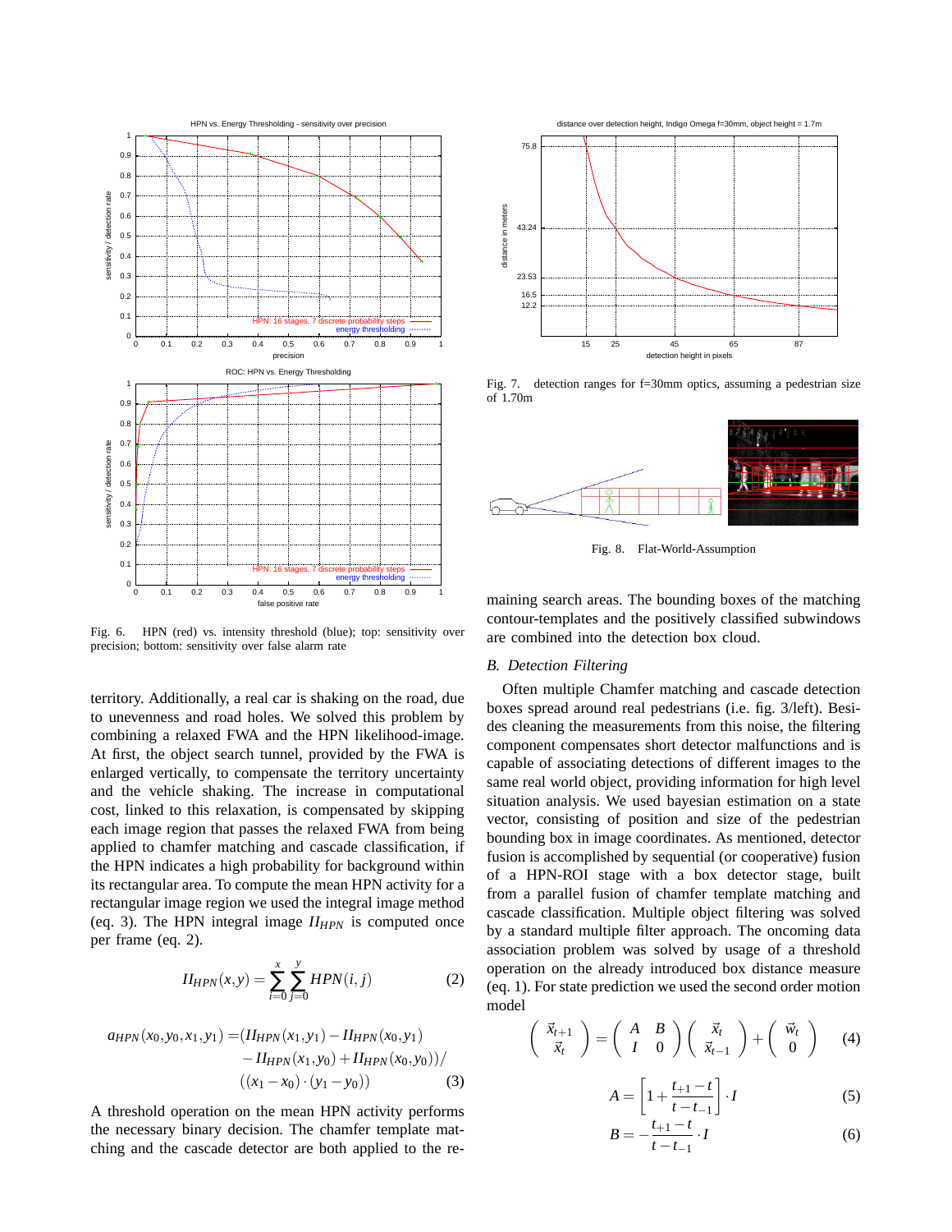Fig. 6. HPN (red) vs. intensity threshold (blue); top: sensitivity over precision; bottom: sensitivity over false alarm rate

territory. Additionally, a real car is shaking on the road, due to unevenness and road holes. We solved this problem by combining a relaxed FWA and the HPN likelihood-image. At first, the object search tunnel, provided by the FWA is enlarged vertically, to compensate the territory uncertainty and the vehicle shaking. The increase in computational cost, linked to this relaxation, is compensated by skipping each image region that passes the relaxed FWA from being applied to chamfer matching and cascade classification, if the HPN indicates a high probability for background within its rectangular area. To compute the mean HPN activity for a rectangular image region we used the integral image method (eq. 3). The HPN integral image $II_{HPN}$ is computed once per frame (eq. 2).

$$II_{HPN}(x,y) = \sum_{i=0}^{x} \sum_{j=0}^{y} HPN(i,j) \tag{2}$$

$$\begin{aligned} a_{HPN}(x_0,y_0,x_1,y_1) = &(II_{HPN}(x_1,y_1) - II_{HPN}(x_0,y_1) \\ &- II_{HPN}(x_1,y_0) + II_{HPN}(x_0,y_0))/ \\ &((x_1 - x_0) \cdot (y_1 - y_0)) \end{aligned} \tag{3}$$

A threshold operation on the mean HPN activity performs the necessary binary decision. The chamfer template matching and the cascade detector are both applied to the remaining search areas. The bounding boxes of the matching contour-templates and the positively classified subwindows are combined into the detection box cloud.

Fig. 7. detection ranges for f=30mm optics, assuming a pedestrian size of 1.70m

Fig. 8. Flat-World-Assumption

### *B. Detection Filtering*

Often multiple Chamfer matching and cascade detection boxes spread around real pedestrians (i.e. fig. 3/left). Besides cleaning the measurements from this noise, the filtering component compensates short detector malfunctions and is capable of associating detections of different images to the same real world object, providing information for high level situation analysis. We used bayesian estimation on a state vector, consisting of position and size of the pedestrian bounding box in image coordinates. As mentioned, detector fusion is accomplished by sequential (or cooperative) fusion of a HPN-ROI stage with a box detector stage, built from a parallel fusion of chamfer template matching and cascade classification. Multiple object filtering was solved by a standard multiple filter approach. The oncoming data association problem was solved by usage of a threshold operation on the already introduced box distance measure (eq. 1). For state prediction we used the second order motion model

$$\begin{pmatrix} \vec{x}_{t+1} \\ \vec{x}_t \end{pmatrix} = \begin{pmatrix} A & B \\ I & 0 \end{pmatrix} \begin{pmatrix} \vec{x}_t \\ \vec{x}_{t-1} \end{pmatrix} + \begin{pmatrix} \vec{w}_t \\ 0 \end{pmatrix} \tag{4}$$

$$A = \left[1 + \frac{t_{+1} - t}{t - t_{-1}}\right] \cdot I \tag{5}$$

$$B = -\frac{t_{+1} - t}{t - t_{-1}} \cdot I \tag{6}$$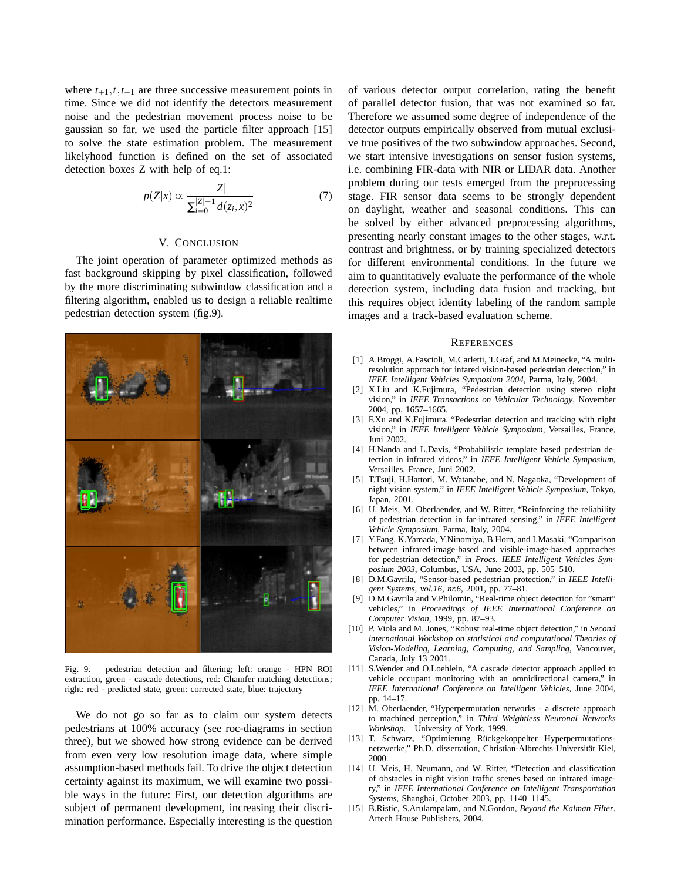where $t_{+1}, t, t_{-1}$ are three successive measurement points in time. Since we did not identify the detectors measurement noise and the pedestrian movement process noise to be gaussian so far, we used the particle filter approach [15] to solve the state estimation problem. The measurement likelyhood function is defined on the set of associated detection boxes Z with help of eq.1:

$$p(Z|x) \propto \frac{|Z|}{\sum_{i=0}^{|Z|-1} d(z_i, x)^2} \tag{7}$$

## V. Conclusion

The joint operation of parameter optimized methods as fast background skipping by pixel classification, followed by the more discriminating subwindow classification and a filtering algorithm, enabled us to design a reliable realtime pedestrian detection system (fig.9).

Fig. 9. pedestrian detection and filtering; left: orange - HPN ROI extraction, green - cascade detections, red: Chamfer matching detections; right: red - predicted state, green: corrected state, blue: trajectory

We do not go so far as to claim our system detects pedestrians at 100% accuracy (see roc-diagrams in section three), but we showed how strong evidence can be derived from even very low resolution image data, where simple assumption-based methods fail. To drive the object detection certainty against its maximum, we will examine two possible ways in the future: First, our detection algorithms are subject of permanent development, increasing their discrimination performance. Especially interesting is the question of various detector output correlation, rating the benefit of parallel detector fusion, that was not examined so far. Therefore we assumed some degree of independence of the detector outputs empirically observed from mutual exclusive true positives of the two subwindow approaches. Second, we start intensive investigations on sensor fusion systems, i.e. combining FIR-data with NIR or LIDAR data. Another problem during our tests emerged from the preprocessing stage. FIR sensor data seems to be strongly dependent on daylight, weather and seasonal conditions. This can be solved by either advanced preprocessing algorithms, presenting nearly constant images to the other stages, w.r.t. contrast and brightness, or by training specialized detectors for different environmental conditions. In the future we aim to quantitatively evaluate the performance of the whole detection system, including data fusion and tracking, but this requires object identity labeling of the random sample images and a track-based evaluation scheme.

## References

[1] A.Broggi, A.Fascioli, M.Carletti, T.Graf, and M.Meinecke, "A multi-resolution approach for infared vision-based pedestrian detection," in *IEEE Intelligent Vehicles Symposium 2004*, Parma, Italy, 2004.

[2] X.Liu and K.Fujimura, "Pedestrian detection using stereo night vision," in *IEEE Transactions on Vehicular Technology*, November 2004, pp. 1657–1665.

[3] F.Xu and K.Fujimura, "Pedestrian detection and tracking with night vision," in *IEEE Intelligent Vehicle Symposium*, Versailles, France, Juni 2002.

[4] H.Nanda and L.Davis, "Probabilistic template based pedestrian detection in infrared videos," in *IEEE Intelligent Vehicle Symposium*, Versailles, France, Juni 2002.

[5] T.Tsuji, H.Hattori, M. Watanabe, and N. Nagaoka, "Development of night vision system," in *IEEE Intelligent Vehicle Symposium*, Tokyo, Japan, 2001.

[6] U. Meis, M. Oberlaender, and W. Ritter, "Reinforcing the reliability of pedestrian detection in far-infrared sensing," in *IEEE Intelligent Vehicle Symposium*, Parma, Italy, 2004.

[7] Y.Fang, K.Yamada, Y.Ninomiya, B.Horn, and I.Masaki, "Comparison between infrared-image-based and visible-image-based approaches for pedestrian detection," in *Procs. IEEE Intelligent Vehicles Symposium 2003*, Columbus, USA, June 2003, pp. 505–510.

[8] D.M.Gavrila, "Sensor-based pedestrian protection," in *IEEE Intelligent Systems, vol.16, nr.6*, 2001, pp. 77–81.

[9] D.M.Gavrila and V.Philomin, "Real-time object detection for "smart" vehicles," in *Proceedings of IEEE International Conference on Computer Vision*, 1999, pp. 87–93.

[10] P. Viola and M. Jones, "Robust real-time object detection," in *Second international Workshop on statistical and computational Theories of Vision-Modeling, Learning, Computing, and Sampling*, Vancouver, Canada, July 13 2001.

[11] S.Wender and O.Loehlein, "A cascade detector approach applied to vehicle occupant monitoring with an omnidirectional camera," in *IEEE International Conference on Intelligent Vehicles*, June 2004, pp. 14–17.

[12] M. Oberlaender, "Hyperpermutation networks - a discrete approach to machined perception," in *Third Weightless Neuronal Networks Workshop*. University of York, 1999.

[13] T. Schwarz, "Optimierung Rückgekoppelter Hyperpermutations-netzwerke," Ph.D. dissertation, Christian-Albrechts-Universität Kiel, 2000.

[14] U. Meis, H. Neumann, and W. Ritter, "Detection and classification of obstacles in night vision traffic scenes based on infrared imagery," in *IEEE International Conference on Intelligent Transportation Systems*, Shanghai, October 2003, pp. 1140–1145.

[15] B.Ristic, S.Arulampalam, and N.Gordon, *Beyond the Kalman Filter*. Artech House Publishers, 2004.